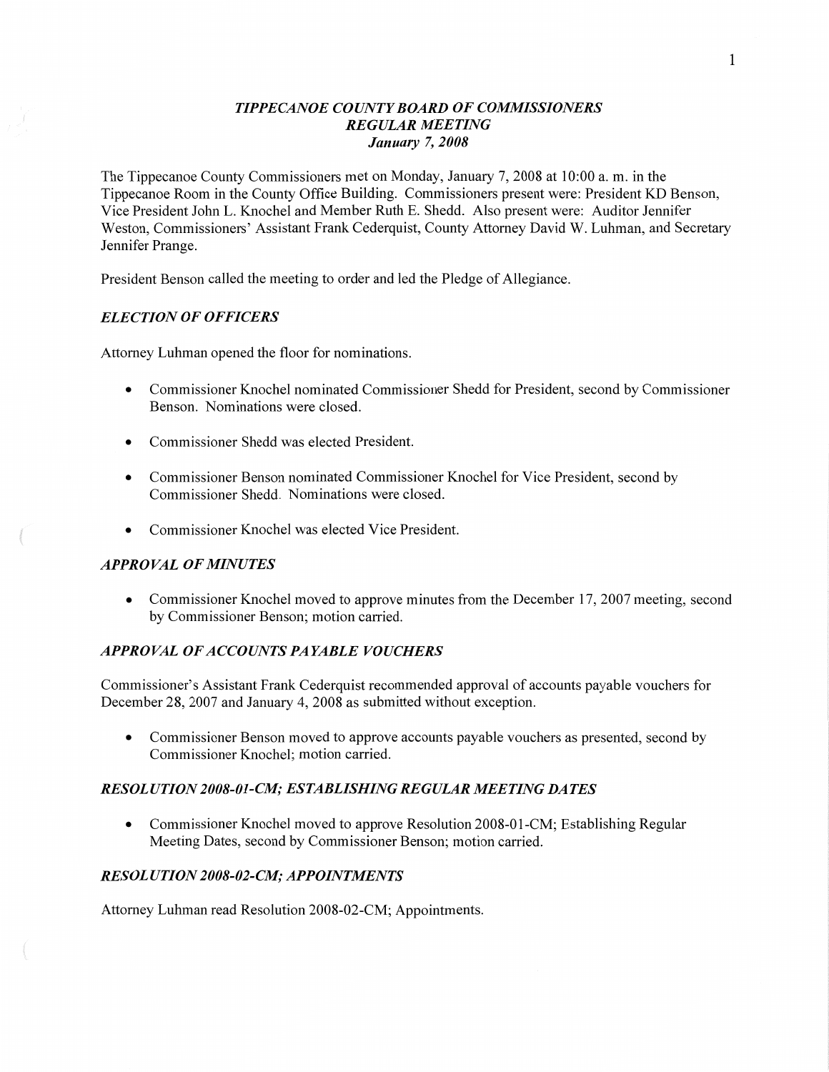# *TIPPECANOE COUNTY BOARD OF COMMISSIONERS*
## *REGULAR MEETING*
### *January 7, 2008*

The Tippecanoe County Commissioners met on Monday, January 7, 2008 at 10:00 a. m. in the Tippecanoe Room in the County Office Building. Commissioners present were: President KD Benson, Vice President John L. Knochel and Member Ruth E. Shedd. Also present were: Auditor Jennifer Weston, Commissioners' Assistant Frank Cederquist, County Attorney David W. Luhman, and Secretary Jennifer Prange.

President Benson called the meeting to order and led the Pledge of Allegiance.

### *ELECTION OF OFFICERS*

Attorney Luhman opened the floor for nominations.

- Commissioner Knochel nominated Commissioner Shedd for President, second by Commissioner Benson. Nominations were closed.
- Commissioner Shedd was elected President.
- Commissioner Benson nominated Commissioner Knochel for Vice President, second by Commissioner Shedd. Nominations were closed.
- Commissioner Knochel was elected Vice President.

### *APPROVAL OF MINUTES*

- Commissioner Knochel moved to approve minutes from the December 17, 2007 meeting, second by Commissioner Benson; motion carried.

### *APPROVAL OF ACCOUNTS PAYABLE VOUCHERS*

Commissioner's Assistant Frank Cederquist recommended approval of accounts payable vouchers for December 28, 2007 and January 4, 2008 as submitted without exception.

- Commissioner Benson moved to approve accounts payable vouchers as presented, second by Commissioner Knochel; motion carried.

### *RESOLUTION 2008-01-CM; ESTABLISHING REGULAR MEETING DATES*

- Commissioner Knochel moved to approve Resolution 2008-01-CM; Establishing Regular Meeting Dates, second by Commissioner Benson; motion carried.

### *RESOLUTION 2008-02-CM; APPOINTMENTS*

Attorney Luhman read Resolution 2008-02-CM; Appointments.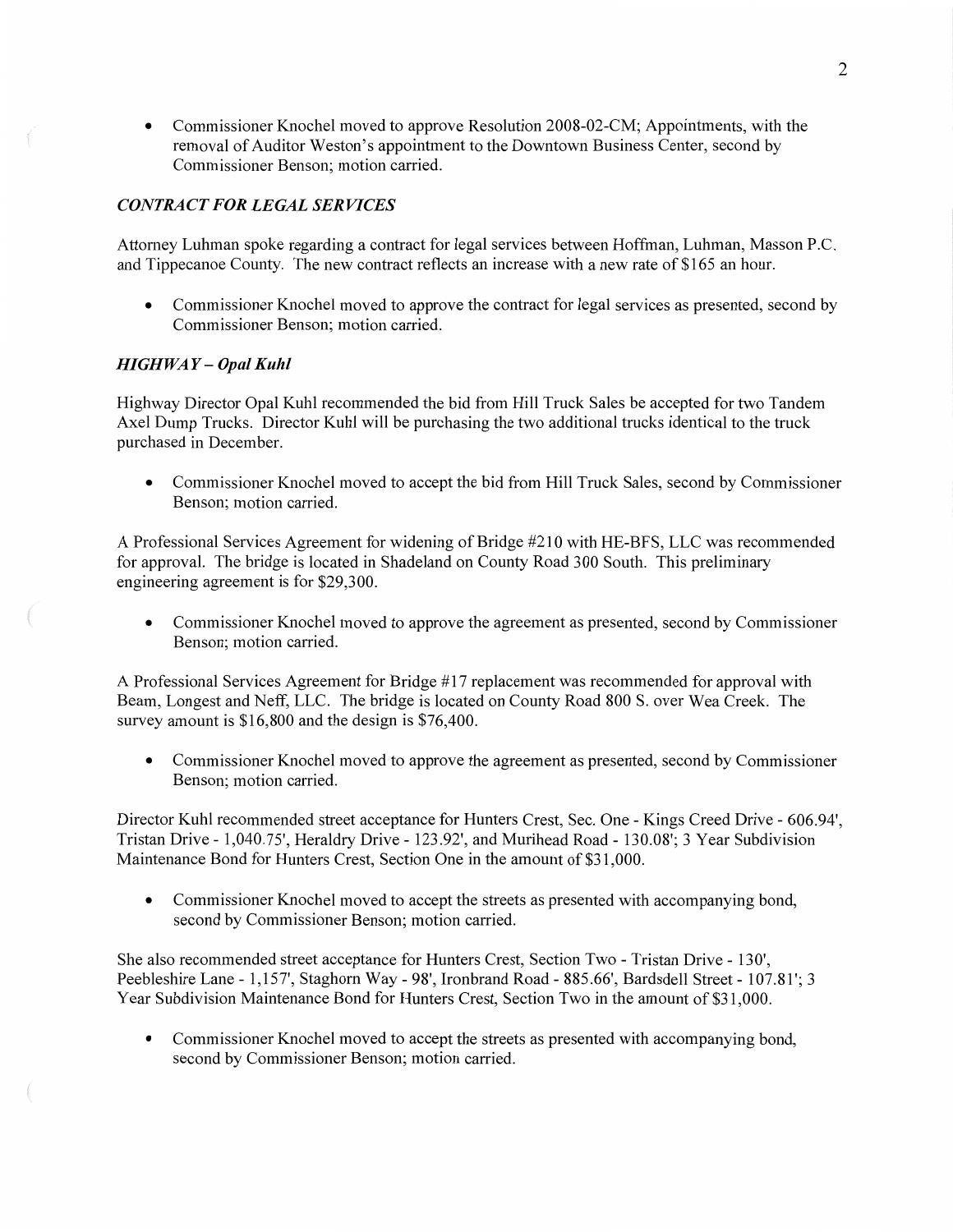- Commissioner Knochel moved to approve Resolution 2008-02-CM; Appointments, with the removal of Auditor Weston's appointment to the Downtown Business Center, second by Commissioner Benson; motion carried.

### *CONTRACT FOR LEGAL SERVICES*

Attorney Luhman spoke regarding a contract for legal services between Hoffman, Luhman, Masson P.C. and Tippecanoe County. The new contract reflects an increase with a new rate of $165 an hour.

- Commissioner Knochel moved to approve the contract for legal services as presented, second by Commissioner Benson; motion carried.

### *HIGHWAY – Opal Kuhl*

Highway Director Opal Kuhl recommended the bid from Hill Truck Sales be accepted for two Tandem Axel Dump Trucks. Director Kuhl will be purchasing the two additional trucks identical to the truck purchased in December.

- Commissioner Knochel moved to accept the bid from Hill Truck Sales, second by Commissioner Benson; motion carried.

A Professional Services Agreement for widening of Bridge #210 with HE-BFS, LLC was recommended for approval. The bridge is located in Shadeland on County Road 300 South. This preliminary engineering agreement is for $29,300.

- Commissioner Knochel moved to approve the agreement as presented, second by Commissioner Benson; motion carried.

A Professional Services Agreement for Bridge #17 replacement was recommended for approval with Beam, Longest and Neff, LLC. The bridge is located on County Road 800 S. over Wea Creek. The survey amount is $16,800 and the design is $76,400.

- Commissioner Knochel moved to approve the agreement as presented, second by Commissioner Benson; motion carried.

Director Kuhl recommended street acceptance for Hunters Crest, Sec. One - Kings Creed Drive - 606.94', Tristan Drive - 1,040.75', Heraldry Drive - 123.92', and Murihead Road - 130.08'; 3 Year Subdivision Maintenance Bond for Hunters Crest, Section One in the amount of $31,000.

- Commissioner Knochel moved to accept the streets as presented with accompanying bond, second by Commissioner Benson; motion carried.

She also recommended street acceptance for Hunters Crest, Section Two - Tristan Drive - 130', Peebleshire Lane - 1,157', Staghorn Way - 98', Ironbrand Road - 885.66', Bardsdell Street - 107.81'; 3 Year Subdivision Maintenance Bond for Hunters Crest, Section Two in the amount of $31,000.

- Commissioner Knochel moved to accept the streets as presented with accompanying bond, second by Commissioner Benson; motion carried.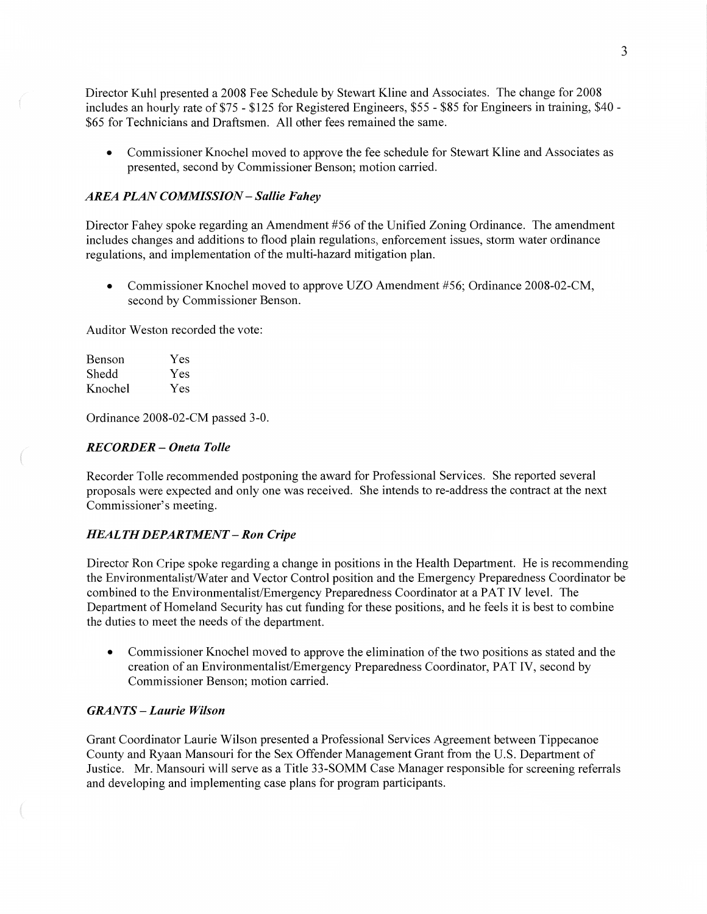Director Kuhl presented a 2008 Fee Schedule by Stewart Kline and Associates. The change for 2008 includes an hourly rate of $75 - $125 for Registered Engineers, $55 - $85 for Engineers in training, $40 - $65 for Technicians and Draftsmen. All other fees remained the same.

- Commissioner Knochel moved to approve the fee schedule for Stewart Kline and Associates as presented, second by Commissioner Benson; motion carried.

### *AREA PLAN COMMISSION – Sallie Fahey*

Director Fahey spoke regarding an Amendment #56 of the Unified Zoning Ordinance. The amendment includes changes and additions to flood plain regulations, enforcement issues, storm water ordinance regulations, and implementation of the multi-hazard mitigation plan.

- Commissioner Knochel moved to approve UZO Amendment #56; Ordinance 2008-02-CM, second by Commissioner Benson.

Auditor Weston recorded the vote:

| | |
|---|---|
| Benson | Yes |
| Shedd | Yes |
| Knochel | Yes |

Ordinance 2008-02-CM passed 3-0.

### *RECORDER – Oneta Tolle*

Recorder Tolle recommended postponing the award for Professional Services. She reported several proposals were expected and only one was received. She intends to re-address the contract at the next Commissioner's meeting.

### *HEALTH DEPARTMENT – Ron Cripe*

Director Ron Cripe spoke regarding a change in positions in the Health Department. He is recommending the Environmentalist/Water and Vector Control position and the Emergency Preparedness Coordinator be combined to the Environmentalist/Emergency Preparedness Coordinator at a PAT IV level. The Department of Homeland Security has cut funding for these positions, and he feels it is best to combine the duties to meet the needs of the department.

- Commissioner Knochel moved to approve the elimination of the two positions as stated and the creation of an Environmentalist/Emergency Preparedness Coordinator, PAT IV, second by Commissioner Benson; motion carried.

### *GRANTS – Laurie Wilson*

Grant Coordinator Laurie Wilson presented a Professional Services Agreement between Tippecanoe County and Ryaan Mansouri for the Sex Offender Management Grant from the U.S. Department of Justice. Mr. Mansouri will serve as a Title 33-SOMM Case Manager responsible for screening referrals and developing and implementing case plans for program participants.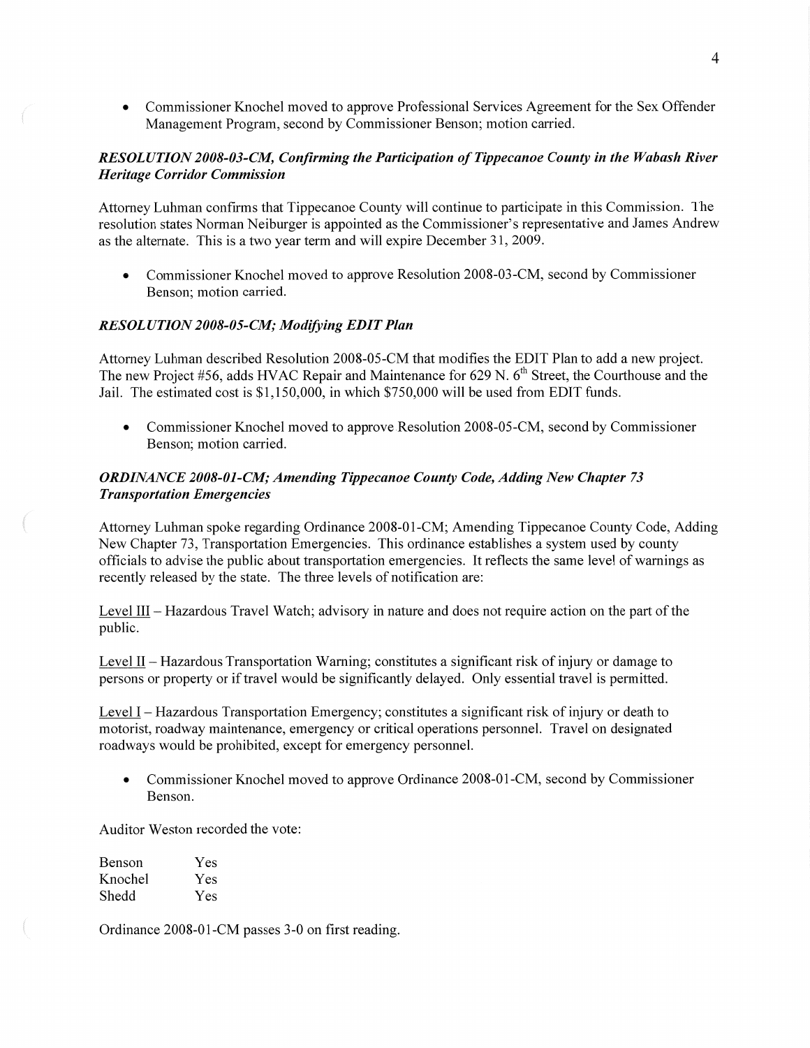- Commissioner Knochel moved to approve Professional Services Agreement for the Sex Offender Management Program, second by Commissioner Benson; motion carried.

### *RESOLUTION 2008-03-CM, Confirming the Participation of Tippecanoe County in the Wabash River Heritage Corridor Commission*

Attorney Luhman confirms that Tippecanoe County will continue to participate in this Commission. The resolution states Norman Neiburger is appointed as the Commissioner's representative and James Andrew as the alternate. This is a two year term and will expire December 31, 2009.

- Commissioner Knochel moved to approve Resolution 2008-03-CM, second by Commissioner Benson; motion carried.

### *RESOLUTION 2008-05-CM; Modifying EDIT Plan*

Attorney Luhman described Resolution 2008-05-CM that modifies the EDIT Plan to add a new project. The new Project #56, adds HVAC Repair and Maintenance for 629 N. 6th Street, the Courthouse and the Jail. The estimated cost is $1,150,000, in which $750,000 will be used from EDIT funds.

- Commissioner Knochel moved to approve Resolution 2008-05-CM, second by Commissioner Benson; motion carried.

### *ORDINANCE 2008-01-CM; Amending Tippecanoe County Code, Adding New Chapter 73 Transportation Emergencies*

Attorney Luhman spoke regarding Ordinance 2008-01-CM; Amending Tippecanoe County Code, Adding New Chapter 73, Transportation Emergencies. This ordinance establishes a system used by county officials to advise the public about transportation emergencies. It reflects the same level of warnings as recently released by the state. The three levels of notification are:

Level III – Hazardous Travel Watch; advisory in nature and does not require action on the part of the public.

Level II – Hazardous Transportation Warning; constitutes a significant risk of injury or damage to persons or property or if travel would be significantly delayed. Only essential travel is permitted.

Level I – Hazardous Transportation Emergency; constitutes a significant risk of injury or death to motorist, roadway maintenance, emergency or critical operations personnel. Travel on designated roadways would be prohibited, except for emergency personnel.

- Commissioner Knochel moved to approve Ordinance 2008-01-CM, second by Commissioner Benson.

Auditor Weston recorded the vote:

| | |
|---|---|
| Benson | Yes |
| Knochel | Yes |
| Shedd | Yes |

Ordinance 2008-01-CM passes 3-0 on first reading.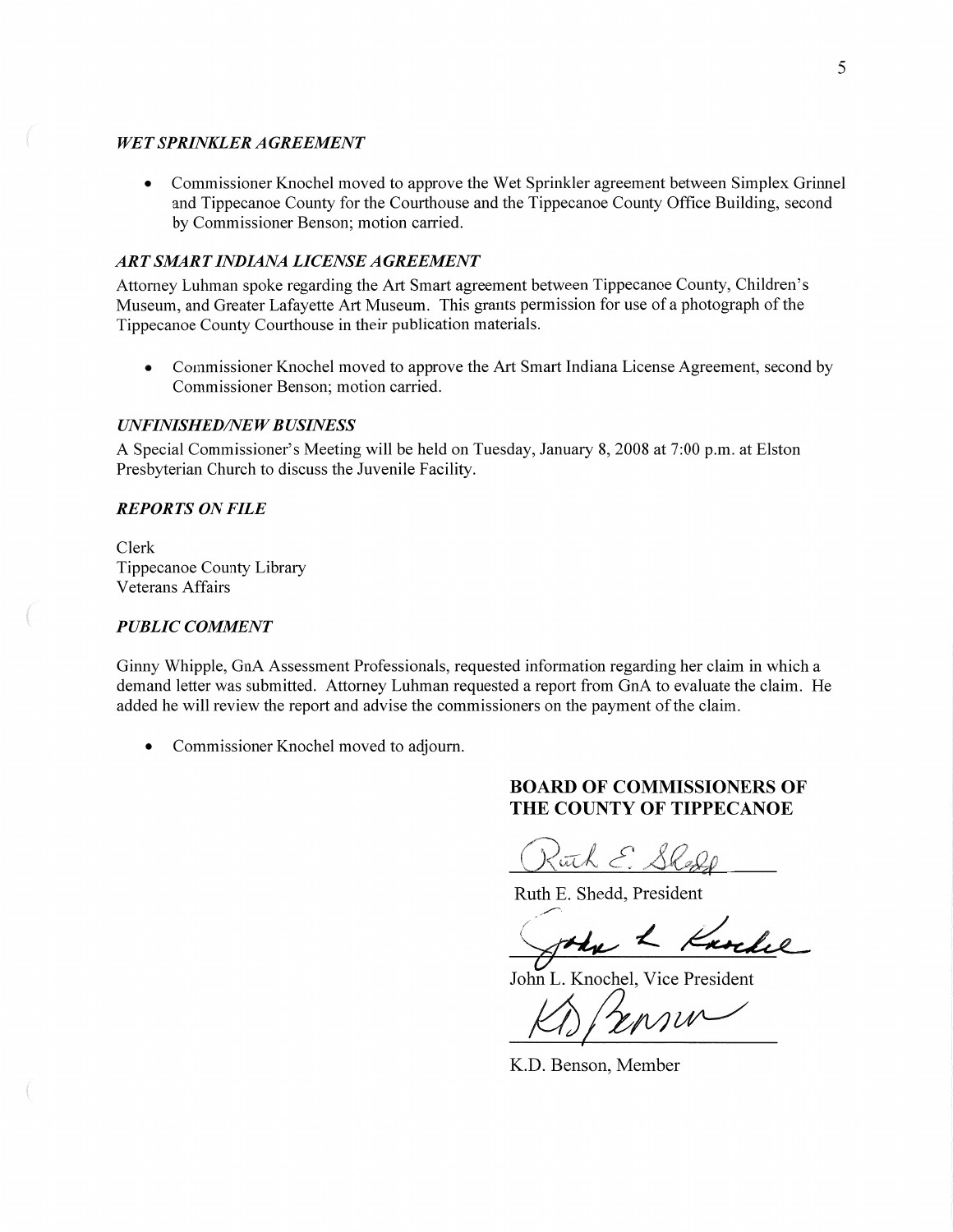### *WET SPRINKLER AGREEMENT*

- Commissioner Knochel moved to approve the Wet Sprinkler agreement between Simplex Grinnel and Tippecanoe County for the Courthouse and the Tippecanoe County Office Building, second by Commissioner Benson; motion carried.

### *ART SMART INDIANA LICENSE AGREEMENT*

Attorney Luhman spoke regarding the Art Smart agreement between Tippecanoe County, Children's Museum, and Greater Lafayette Art Museum. This grants permission for use of a photograph of the Tippecanoe County Courthouse in their publication materials.

- Commissioner Knochel moved to approve the Art Smart Indiana License Agreement, second by Commissioner Benson; motion carried.

### *UNFINISHED/NEW BUSINESS*

A Special Commissioner's Meeting will be held on Tuesday, January 8, 2008 at 7:00 p.m. at Elston Presbyterian Church to discuss the Juvenile Facility.

### *REPORTS ON FILE*

Clerk
Tippecanoe County Library
Veterans Affairs

### *PUBLIC COMMENT*

Ginny Whipple, GnA Assessment Professionals, requested information regarding her claim in which a demand letter was submitted. Attorney Luhman requested a report from GnA to evaluate the claim. He added he will review the report and advise the commissioners on the payment of the claim.

- Commissioner Knochel moved to adjourn.

**BOARD OF COMMISSIONERS OF THE COUNTY OF TIPPECANOE**

Ruth E. Shedd, President

John L. Knochel, Vice President

K.D. Benson, Member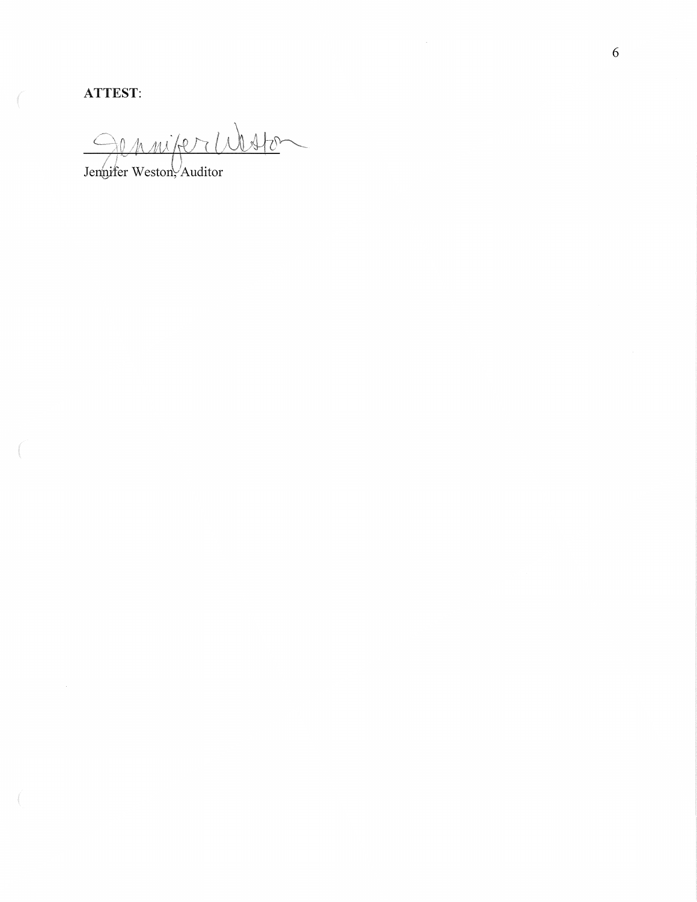**ATTEST**:

Jennifer Weston

Jennifer Weston, Auditor